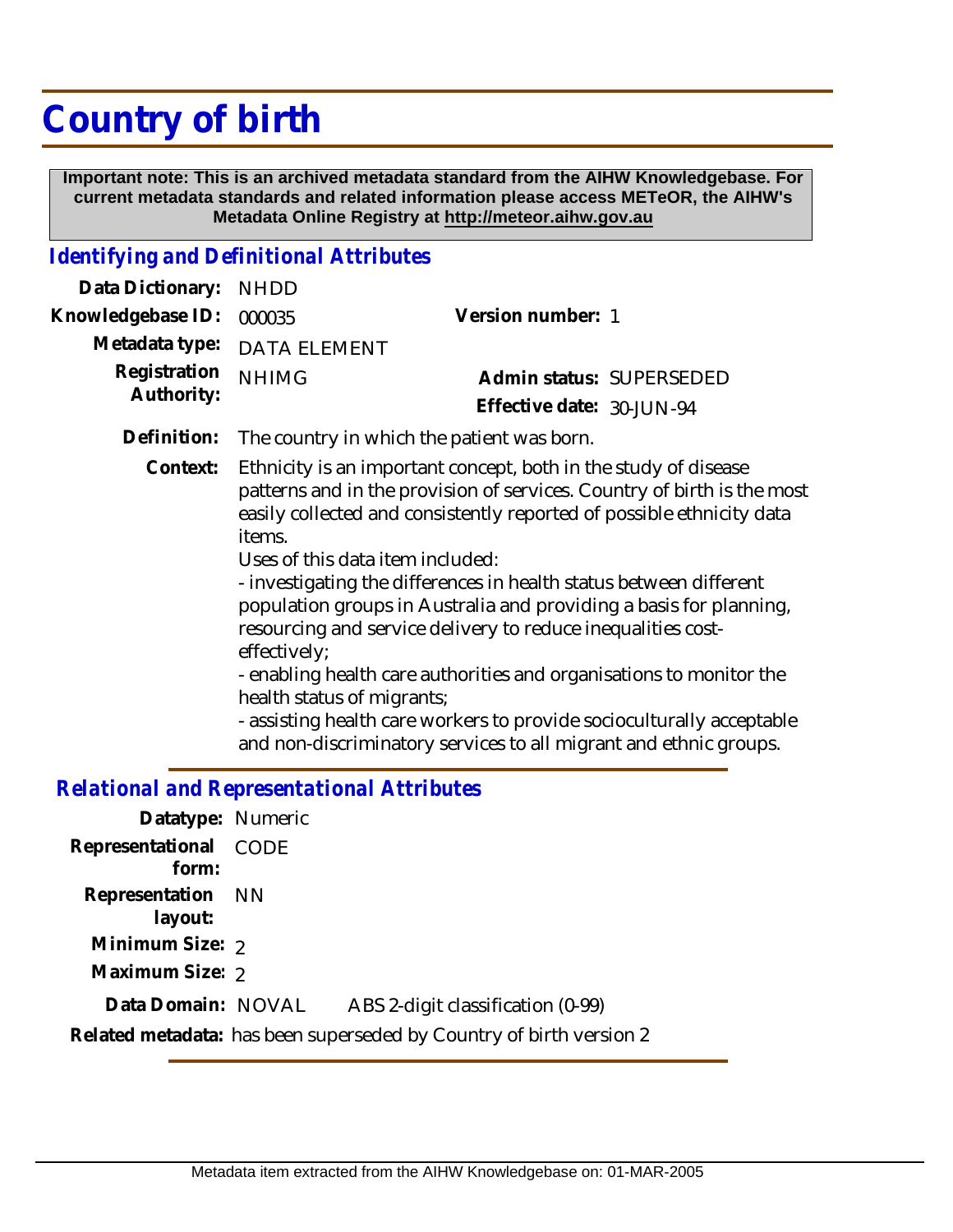# Country of birth

**Important note: This is an archived metadata standard from the AIHW Knowledgebase. For current metadata standards and related information please access METeOR, the AIHW's Metadata Online Registry at http://meteor.aihw.gov.au**

## *Identifying and Definitional Attributes*

**Data Dictionary:** NHDD

**Knowledgebase ID:** 000035

**Version number:** 1

**Metadata type:** DATA ELEMENT

**Registration Authority:** NHIMG

**Admin status:** SUPERSEDED

**Effective date:** 30-JUN-94

**Definition:** The country in which the patient was born.

**Context:** Ethnicity is an important concept, both in the study of disease patterns and in the provision of services. Country of birth is the most easily collected and consistently reported of possible ethnicity data items.
Uses of this data item included:
- investigating the differences in health status between different population groups in Australia and providing a basis for planning, resourcing and service delivery to reduce inequalities cost-effectively;
- enabling health care authorities and organisations to monitor the health status of migrants;
- assisting health care workers to provide socioculturally acceptable and non-discriminatory services to all migrant and ethnic groups.

## *Relational and Representational Attributes*

**Datatype:** Numeric

**Representational form:** CODE

**Representation layout:** NN

**Minimum Size:** 2

**Maximum Size:** 2

**Data Domain:** NOVAL ABS 2-digit classification (0-99)

**Related metadata:** has been superseded by Country of birth version 2

Metadata item extracted from the AIHW Knowledgebase on: 01-MAR-2005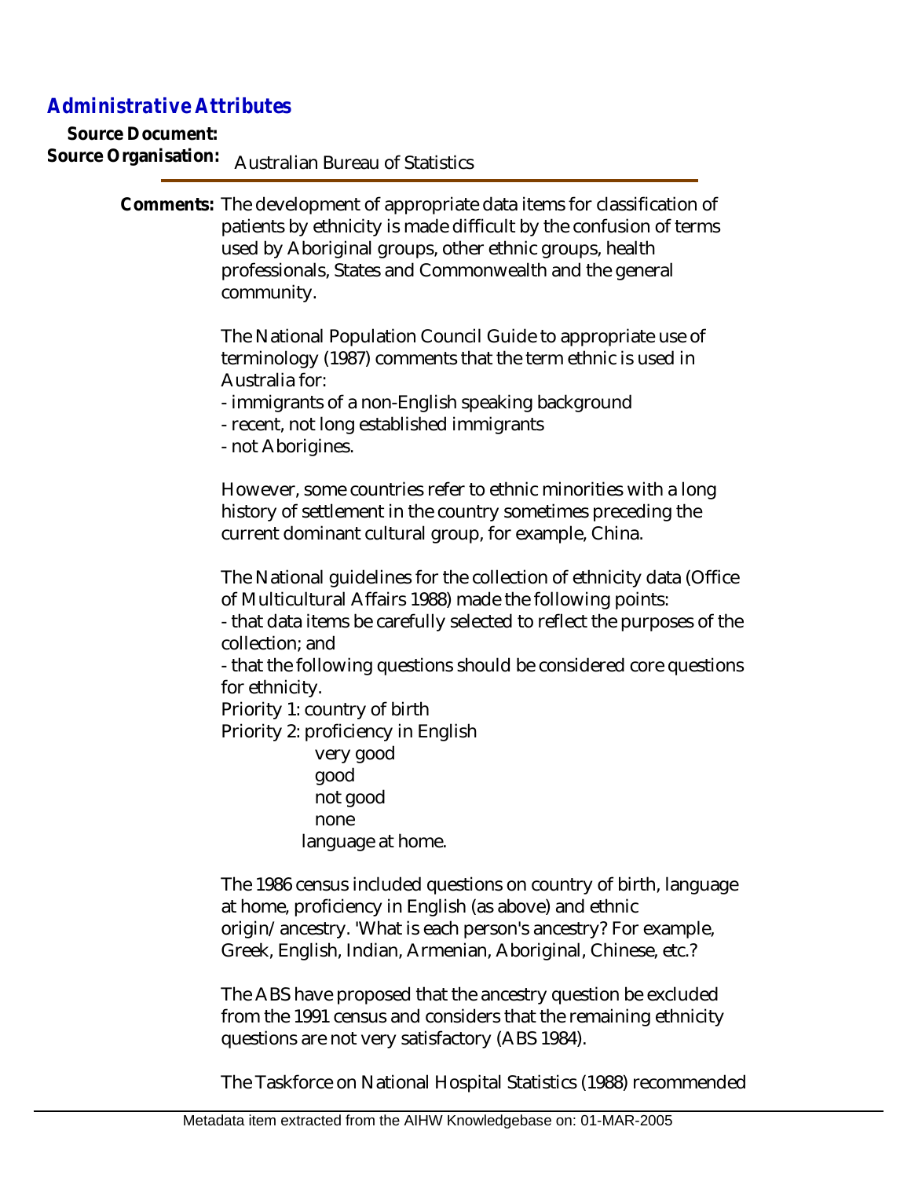## Administrative Attributes

**Source Document:**

**Source Organisation:** Australian Bureau of Statistics

**Comments:** The development of appropriate data items for classification of patients by ethnicity is made difficult by the confusion of terms used by Aboriginal groups, other ethnic groups, health professionals, States and Commonwealth and the general community.

The National Population Council Guide to appropriate use of terminology (1987) comments that the term ethnic is used in Australia for:

- immigrants of a non-English speaking background
- recent, not long established immigrants
- not Aborigines.

However, some countries refer to ethnic minorities with a long history of settlement in the country sometimes preceding the current dominant cultural group, for example, China.

The National guidelines for the collection of ethnicity data (Office of Multicultural Affairs 1988) made the following points:

- that data items be carefully selected to reflect the purposes of the collection; and
- that the following questions should be considered core questions for ethnicity.

Priority 1: country of birth

Priority 2: proficiency in English

very good

good

not good

none

language at home.

The 1986 census included questions on country of birth, language at home, proficiency in English (as above) and ethnic origin/ancestry. 'What is each person's ancestry? For example, Greek, English, Indian, Armenian, Aboriginal, Chinese, etc.?

The ABS have proposed that the ancestry question be excluded from the 1991 census and considers that the remaining ethnicity questions are not very satisfactory (ABS 1984).

The Taskforce on National Hospital Statistics (1988) recommended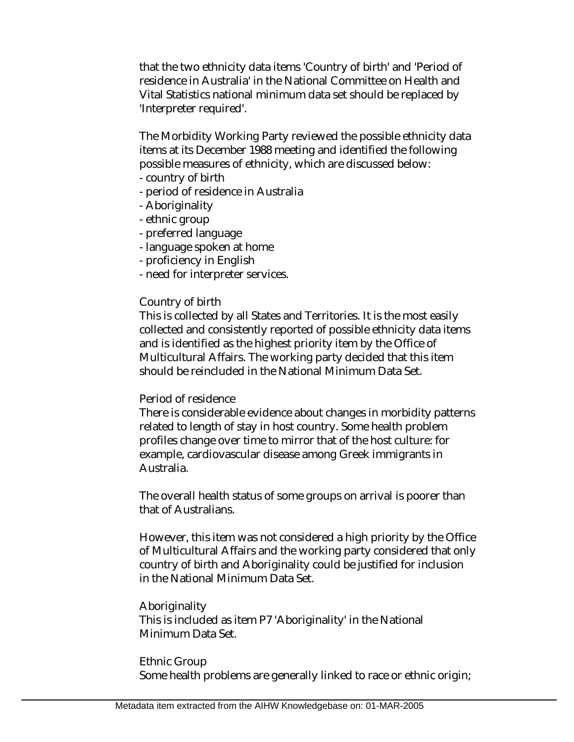that the two ethnicity data items 'Country of birth' and 'Period of residence in Australia' in the National Committee on Health and Vital Statistics national minimum data set should be replaced by 'Interpreter required'.

The Morbidity Working Party reviewed the possible ethnicity data items at its December 1988 meeting and identified the following possible measures of ethnicity, which are discussed below:

- country of birth
- period of residence in Australia
- Aboriginality
- ethnic group
- preferred language
- language spoken at home
- proficiency in English
- need for interpreter services.

Country of birth
This is collected by all States and Territories. It is the most easily collected and consistently reported of possible ethnicity data items and is identified as the highest priority item by the Office of Multicultural Affairs. The working party decided that this item should be reincluded in the National Minimum Data Set.

Period of residence
There is considerable evidence about changes in morbidity patterns related to length of stay in host country. Some health problem profiles change over time to mirror that of the host culture: for example, cardiovascular disease among Greek immigrants in Australia.

The overall health status of some groups on arrival is poorer than that of Australians.

However, this item was not considered a high priority by the Office of Multicultural Affairs and the working party considered that only country of birth and Aboriginality could be justified for inclusion in the National Minimum Data Set.

Aboriginality
This is included as item P7 'Aboriginality' in the National Minimum Data Set.

Ethnic Group
Some health problems are generally linked to race or ethnic origin;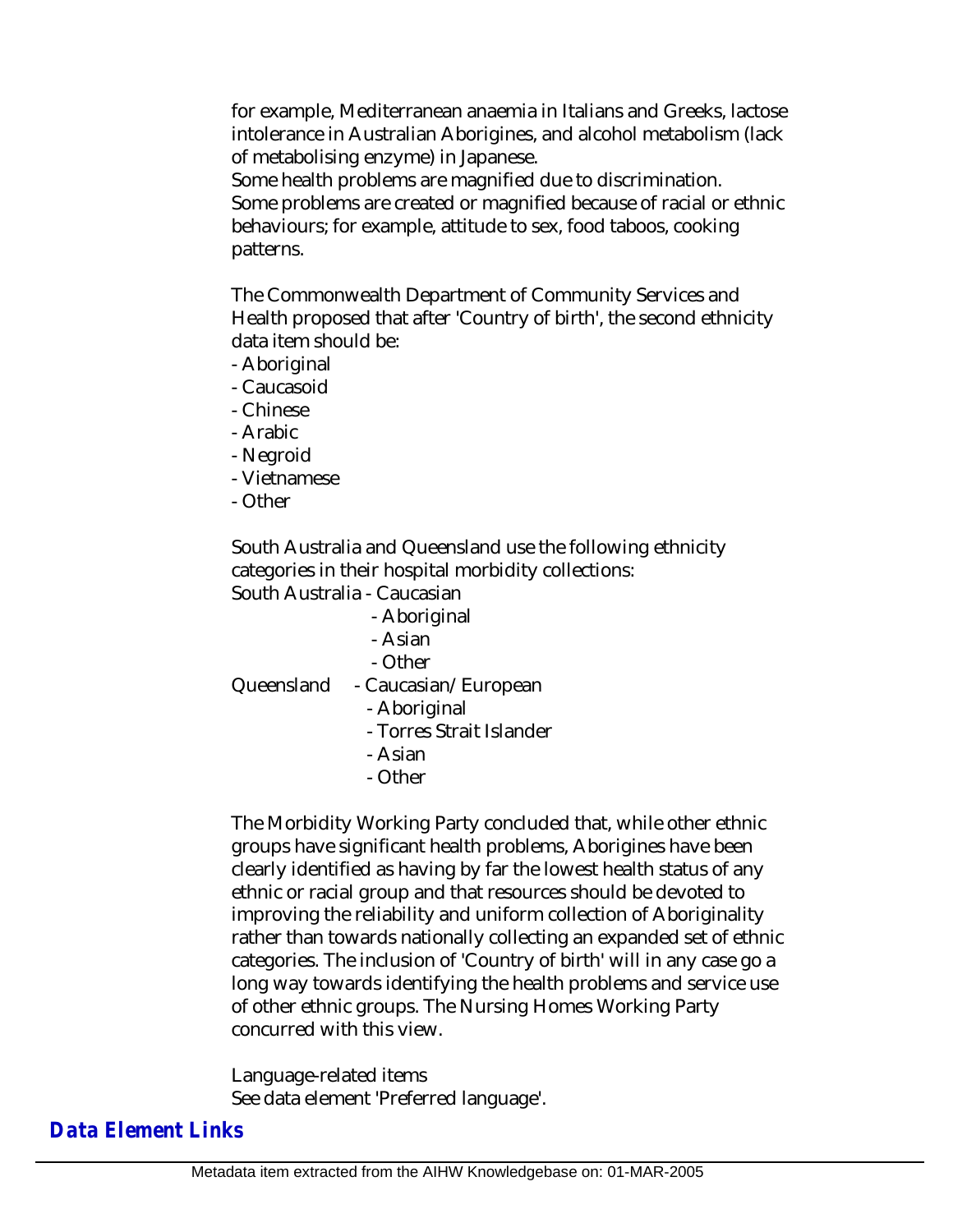for example, Mediterranean anaemia in Italians and Greeks, lactose intolerance in Australian Aborigines, and alcohol metabolism (lack of metabolising enzyme) in Japanese.
Some health problems are magnified due to discrimination.
Some problems are created or magnified because of racial or ethnic behaviours; for example, attitude to sex, food taboos, cooking patterns.

The Commonwealth Department of Community Services and Health proposed that after 'Country of birth', the second ethnicity data item should be:
- Aboriginal
- Caucasoid
- Chinese
- Arabic
- Negroid
- Vietnamese
- Other

South Australia and Queensland use the following ethnicity categories in their hospital morbidity collections:

South Australia
- Caucasian
- Aboriginal
- Asian
- Other

Queensland
- Caucasian/European
- Aboriginal
- Torres Strait Islander
- Asian
- Other

The Morbidity Working Party concluded that, while other ethnic groups have significant health problems, Aborigines have been clearly identified as having by far the lowest health status of any ethnic or racial group and that resources should be devoted to improving the reliability and uniform collection of Aboriginality rather than towards nationally collecting an expanded set of ethnic categories. The inclusion of 'Country of birth' will in any case go a long way towards identifying the health problems and service use of other ethnic groups. The Nursing Homes Working Party concurred with this view.

Language-related items
See data element 'Preferred language'.

## Data Element Links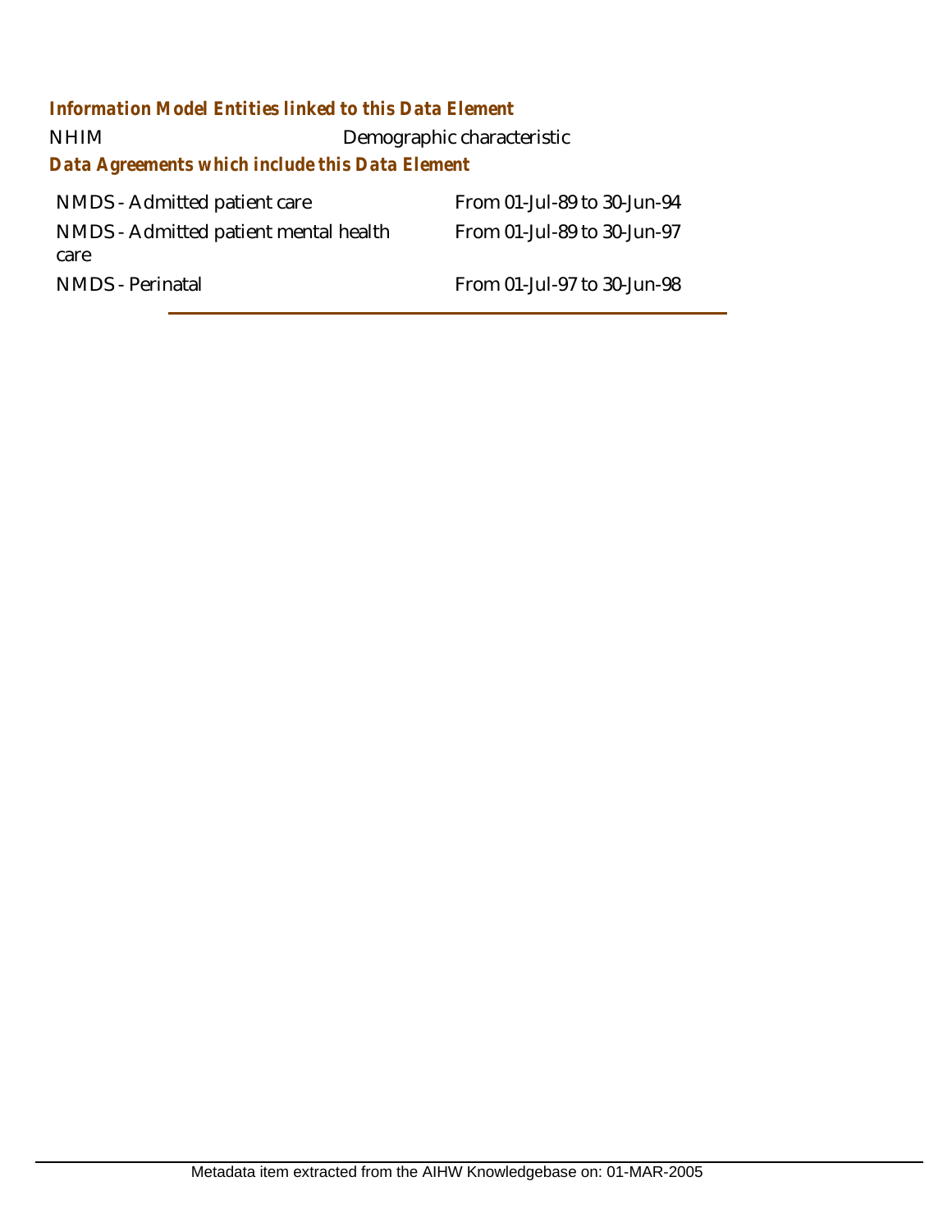***Information Model Entities linked to this Data Element***

| | |
|---|---|
| NHIM | Demographic characteristic |

***Data Agreements which include this Data Element***

| | |
|---|---|
| NMDS - Admitted patient care | From 01-Jul-89 to 30-Jun-94 |
| NMDS - Admitted patient mental health care | From 01-Jul-89 to 30-Jun-97 |
| NMDS - Perinatal | From 01-Jul-97 to 30-Jun-98 |

Metadata item extracted from the AIHW Knowledgebase on: 01-MAR-2005